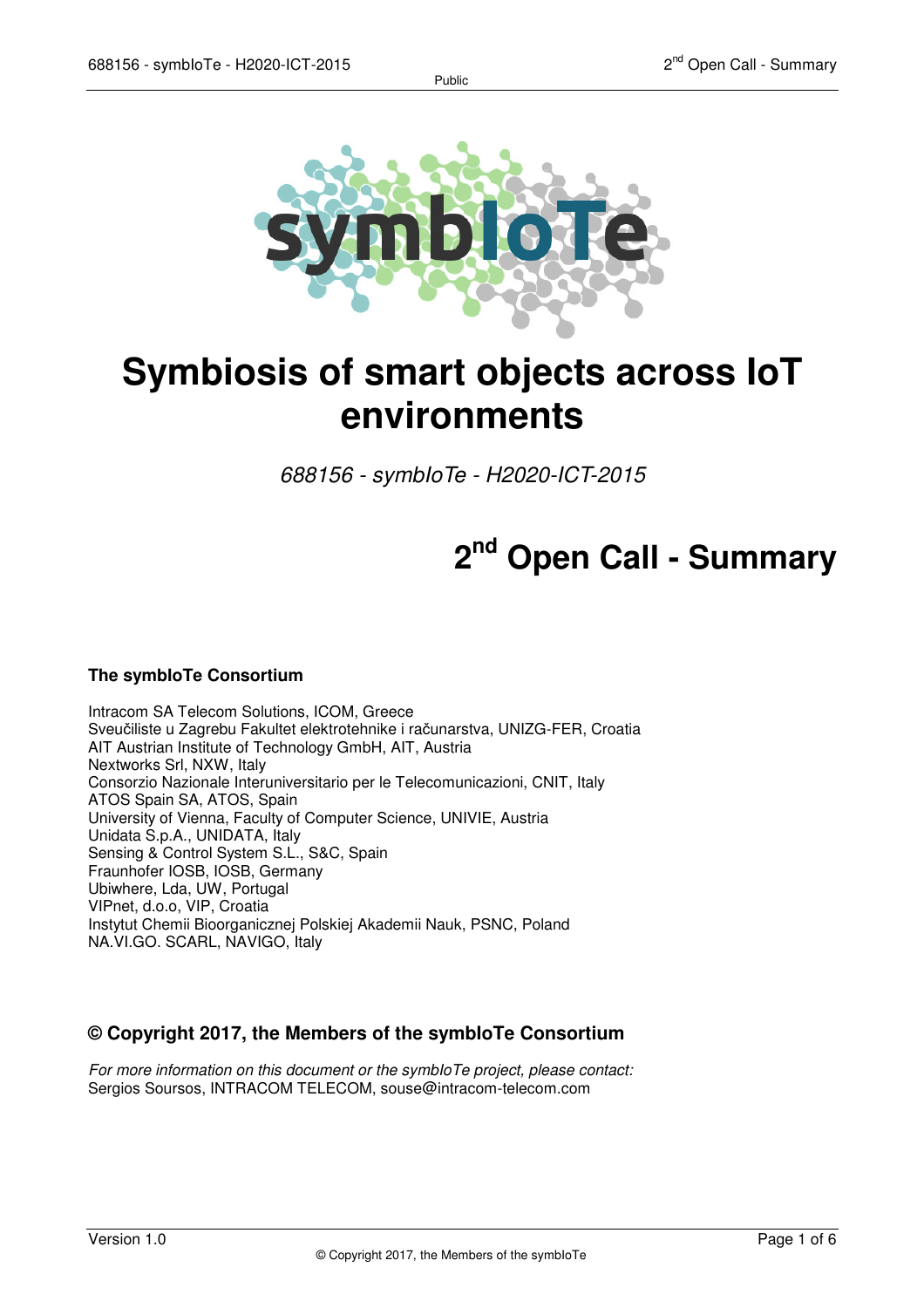# Symbiosis of smart objects across IoT environments

*688156 - symbIoTe - H2020-ICT-2015*

# 2nd Open Call - Summary

### The symbIoTe Consortium

Intracom SA Telecom Solutions, ICOM, Greece
Sveučiliste u Zagrebu Fakultet elektrotehnike i računarstva, UNIZG-FER, Croatia
AIT Austrian Institute of Technology GmbH, AIT, Austria
Nextworks Srl, NXW, Italy
Consorzio Nazionale Interuniversitario per le Telecomunicazioni, CNIT, Italy
ATOS Spain SA, ATOS, Spain
University of Vienna, Faculty of Computer Science, UNIVIE, Austria
Unidata S.p.A., UNIDATA, Italy
Sensing & Control System S.L., S&C, Spain
Fraunhofer IOSB, IOSB, Germany
Ubiwhere, Lda, UW, Portugal
VIPnet, d.o.o, VIP, Croatia
Instytut Chemii Bioorganicznej Polskiej Akademii Nauk, PSNC, Poland
NA.VI.GO. SCARL, NAVIGO, Italy

### © Copyright 2017, the Members of the symbIoTe Consortium

*For more information on this document or the symbIoTe project, please contact:*
Sergios Soursos, INTRACOM TELECOM, souse@intracom-telecom.com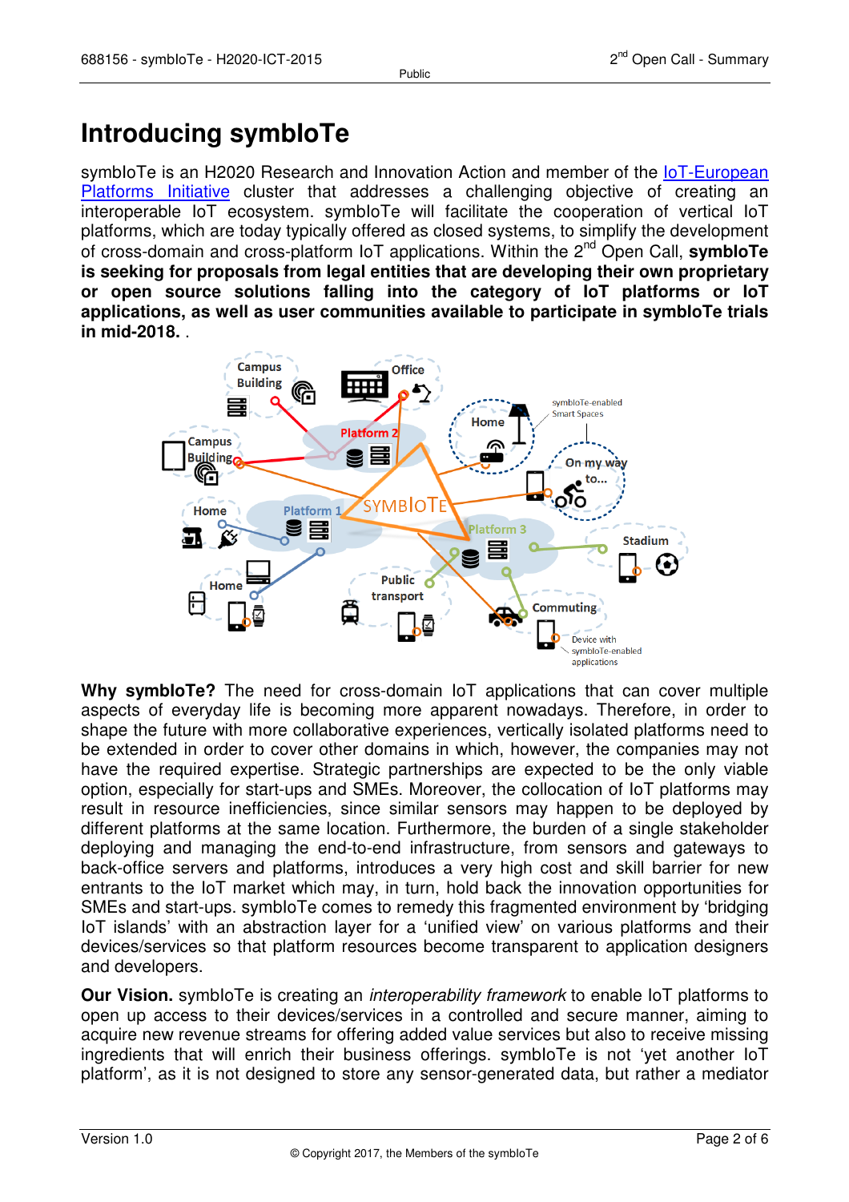# Introducing symbIoTe

symbIoTe is an H2020 Research and Innovation Action and member of the IoT-European Platforms Initiative cluster that addresses a challenging objective of creating an interoperable IoT ecosystem. symbIoTe will facilitate the cooperation of vertical IoT platforms, which are today typically offered as closed systems, to simplify the development of cross-domain and cross-platform IoT applications. Within the 2nd Open Call, **symbIoTe is seeking for proposals from legal entities that are developing their own proprietary or open source solutions falling into the category of IoT platforms or IoT applications, as well as user communities available to participate in symbIoTe trials in mid-2018.** .

**Why symbIoTe?** The need for cross-domain IoT applications that can cover multiple aspects of everyday life is becoming more apparent nowadays. Therefore, in order to shape the future with more collaborative experiences, vertically isolated platforms need to be extended in order to cover other domains in which, however, the companies may not have the required expertise. Strategic partnerships are expected to be the only viable option, especially for start-ups and SMEs. Moreover, the collocation of IoT platforms may result in resource inefficiencies, since similar sensors may happen to be deployed by different platforms at the same location. Furthermore, the burden of a single stakeholder deploying and managing the end-to-end infrastructure, from sensors and gateways to back-office servers and platforms, introduces a very high cost and skill barrier for new entrants to the IoT market which may, in turn, hold back the innovation opportunities for SMEs and start-ups. symbIoTe comes to remedy this fragmented environment by 'bridging IoT islands' with an abstraction layer for a 'unified view' on various platforms and their devices/services so that platform resources become transparent to application designers and developers.

**Our Vision.** symbIoTe is creating an *interoperability framework* to enable IoT platforms to open up access to their devices/services in a controlled and secure manner, aiming to acquire new revenue streams for offering added value services but also to receive missing ingredients that will enrich their business offerings. symbIoTe is not 'yet another IoT platform', as it is not designed to store any sensor-generated data, but rather a mediator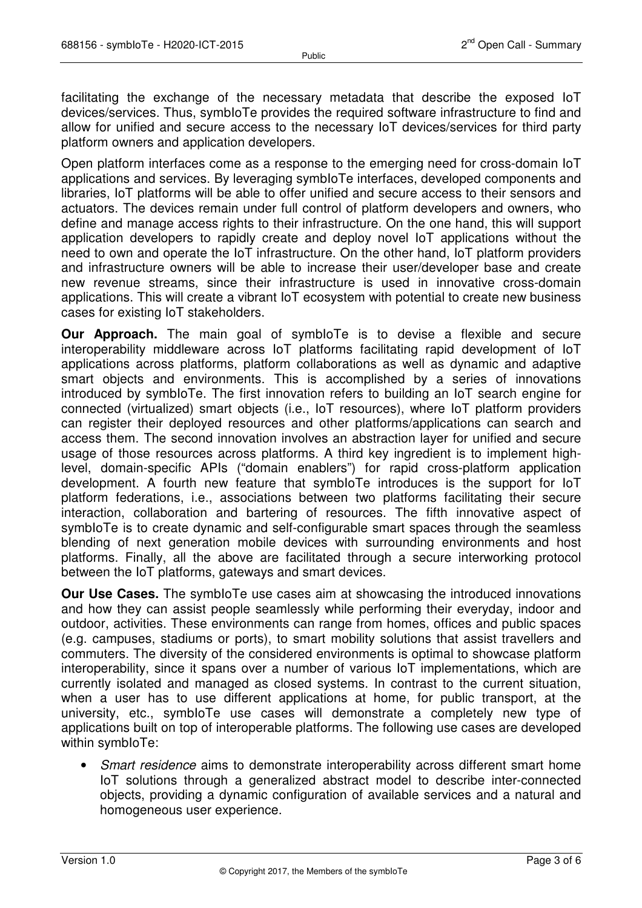facilitating the exchange of the necessary metadata that describe the exposed IoT devices/services. Thus, symbIoTe provides the required software infrastructure to find and allow for unified and secure access to the necessary IoT devices/services for third party platform owners and application developers.

Open platform interfaces come as a response to the emerging need for cross-domain IoT applications and services. By leveraging symbIoTe interfaces, developed components and libraries, IoT platforms will be able to offer unified and secure access to their sensors and actuators. The devices remain under full control of platform developers and owners, who define and manage access rights to their infrastructure. On the one hand, this will support application developers to rapidly create and deploy novel IoT applications without the need to own and operate the IoT infrastructure. On the other hand, IoT platform providers and infrastructure owners will be able to increase their user/developer base and create new revenue streams, since their infrastructure is used in innovative cross-domain applications. This will create a vibrant IoT ecosystem with potential to create new business cases for existing IoT stakeholders.

**Our Approach.** The main goal of symbIoTe is to devise a flexible and secure interoperability middleware across IoT platforms facilitating rapid development of IoT applications across platforms, platform collaborations as well as dynamic and adaptive smart objects and environments. This is accomplished by a series of innovations introduced by symbIoTe. The first innovation refers to building an IoT search engine for connected (virtualized) smart objects (i.e., IoT resources), where IoT platform providers can register their deployed resources and other platforms/applications can search and access them. The second innovation involves an abstraction layer for unified and secure usage of those resources across platforms. A third key ingredient is to implement high-level, domain-specific APIs ("domain enablers") for rapid cross-platform application development. A fourth new feature that symbIoTe introduces is the support for IoT platform federations, i.e., associations between two platforms facilitating their secure interaction, collaboration and bartering of resources. The fifth innovative aspect of symbIoTe is to create dynamic and self-configurable smart spaces through the seamless blending of next generation mobile devices with surrounding environments and host platforms. Finally, all the above are facilitated through a secure interworking protocol between the IoT platforms, gateways and smart devices.

**Our Use Cases.** The symbIoTe use cases aim at showcasing the introduced innovations and how they can assist people seamlessly while performing their everyday, indoor and outdoor, activities. These environments can range from homes, offices and public spaces (e.g. campuses, stadiums or ports), to smart mobility solutions that assist travellers and commuters. The diversity of the considered environments is optimal to showcase platform interoperability, since it spans over a number of various IoT implementations, which are currently isolated and managed as closed systems. In contrast to the current situation, when a user has to use different applications at home, for public transport, at the university, etc., symbIoTe use cases will demonstrate a completely new type of applications built on top of interoperable platforms. The following use cases are developed within symbIoTe:

- *Smart residence* aims to demonstrate interoperability across different smart home IoT solutions through a generalized abstract model to describe inter-connected objects, providing a dynamic configuration of available services and a natural and homogeneous user experience.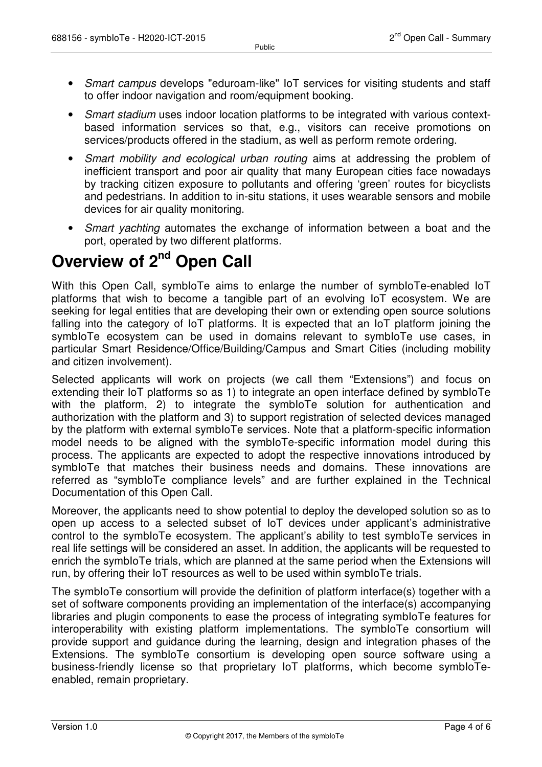- *Smart campus* develops "eduroam-like" IoT services for visiting students and staff to offer indoor navigation and room/equipment booking.
- *Smart stadium* uses indoor location platforms to be integrated with various context-based information services so that, e.g., visitors can receive promotions on services/products offered in the stadium, as well as perform remote ordering.
- *Smart mobility and ecological urban routing* aims at addressing the problem of inefficient transport and poor air quality that many European cities face nowadays by tracking citizen exposure to pollutants and offering 'green' routes for bicyclists and pedestrians. In addition to in-situ stations, it uses wearable sensors and mobile devices for air quality monitoring.
- *Smart yachting* automates the exchange of information between a boat and the port, operated by two different platforms.

# Overview of 2nd Open Call

With this Open Call, symbIoTe aims to enlarge the number of symbIoTe-enabled IoT platforms that wish to become a tangible part of an evolving IoT ecosystem. We are seeking for legal entities that are developing their own or extending open source solutions falling into the category of IoT platforms. It is expected that an IoT platform joining the symbIoTe ecosystem can be used in domains relevant to symbIoTe use cases, in particular Smart Residence/Office/Building/Campus and Smart Cities (including mobility and citizen involvement).

Selected applicants will work on projects (we call them "Extensions") and focus on extending their IoT platforms so as 1) to integrate an open interface defined by symbIoTe with the platform, 2) to integrate the symbIoTe solution for authentication and authorization with the platform and 3) to support registration of selected devices managed by the platform with external symbIoTe services. Note that a platform-specific information model needs to be aligned with the symbIoTe-specific information model during this process. The applicants are expected to adopt the respective innovations introduced by symbIoTe that matches their business needs and domains. These innovations are referred as "symbIoTe compliance levels" and are further explained in the Technical Documentation of this Open Call.

Moreover, the applicants need to show potential to deploy the developed solution so as to open up access to a selected subset of IoT devices under applicant's administrative control to the symbIoTe ecosystem. The applicant's ability to test symbIoTe services in real life settings will be considered an asset. In addition, the applicants will be requested to enrich the symbIoTe trials, which are planned at the same period when the Extensions will run, by offering their IoT resources as well to be used within symbIoTe trials.

The symbIoTe consortium will provide the definition of platform interface(s) together with a set of software components providing an implementation of the interface(s) accompanying libraries and plugin components to ease the process of integrating symbIoTe features for interoperability with existing platform implementations. The symbIoTe consortium will provide support and guidance during the learning, design and integration phases of the Extensions. The symbIoTe consortium is developing open source software using a business-friendly license so that proprietary IoT platforms, which become symbIoTe-enabled, remain proprietary.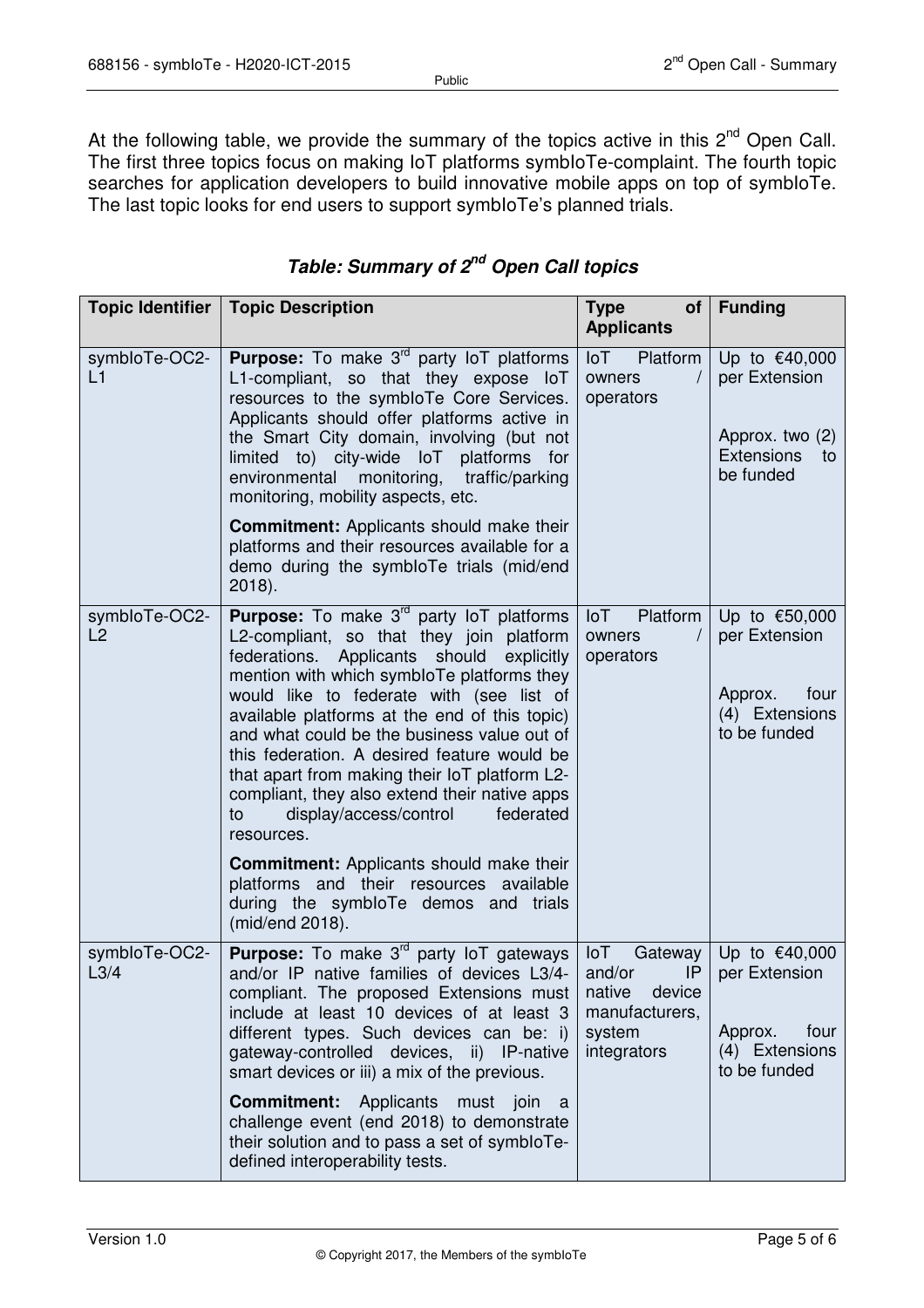At the following table, we provide the summary of the topics active in this 2nd Open Call. The first three topics focus on making IoT platforms symbIoTe-complaint. The fourth topic searches for application developers to build innovative mobile apps on top of symbIoTe. The last topic looks for end users to support symbIoTe's planned trials.

***Table: Summary of 2nd Open Call topics***

| Topic Identifier | Topic Description | Type of Applicants | Funding |
|---|---|---|---|
| symbIoTe-OC2-L1 | **Purpose:** To make 3rd party IoT platforms L1-compliant, so that they expose IoT resources to the symbIoTe Core Services. Applicants should offer platforms active in the Smart City domain, involving (but not limited to) city-wide IoT platforms for environmental monitoring, traffic/parking monitoring, mobility aspects, etc.<br><br>**Commitment:** Applicants should make their platforms and their resources available for a demo during the symbIoTe trials (mid/end 2018). | IoT Platform owners / operators | Up to €40,000 per Extension<br><br>Approx. two (2) Extensions to be funded |
| symbIoTe-OC2-L2 | **Purpose:** To make 3rd party IoT platforms L2-compliant, so that they join platform federations. Applicants should explicitly mention with which symbIoTe platforms they would like to federate with (see list of available platforms at the end of this topic) and what could be the business value out of this federation. A desired feature would be that apart from making their IoT platform L2-compliant, they also extend their native apps to display/access/control federated resources.<br><br>**Commitment:** Applicants should make their platforms and their resources available during the symbIoTe demos and trials (mid/end 2018). | IoT Platform owners / operators | Up to €50,000 per Extension<br><br>Approx. four (4) Extensions to be funded |
| symbIoTe-OC2-L3/4 | **Purpose:** To make 3rd party IoT gateways and/or IP native families of devices L3/4-compliant. The proposed Extensions must include at least 10 devices of at least 3 different types. Such devices can be: i) gateway-controlled devices, ii) IP-native smart devices or iii) a mix of the previous.<br><br>**Commitment:** Applicants must join a challenge event (end 2018) to demonstrate their solution and to pass a set of symbIoTe-defined interoperability tests. | IoT Gateway and/or IP native device manufacturers, system integrators | Up to €40,000 per Extension<br><br>Approx. four (4) Extensions to be funded |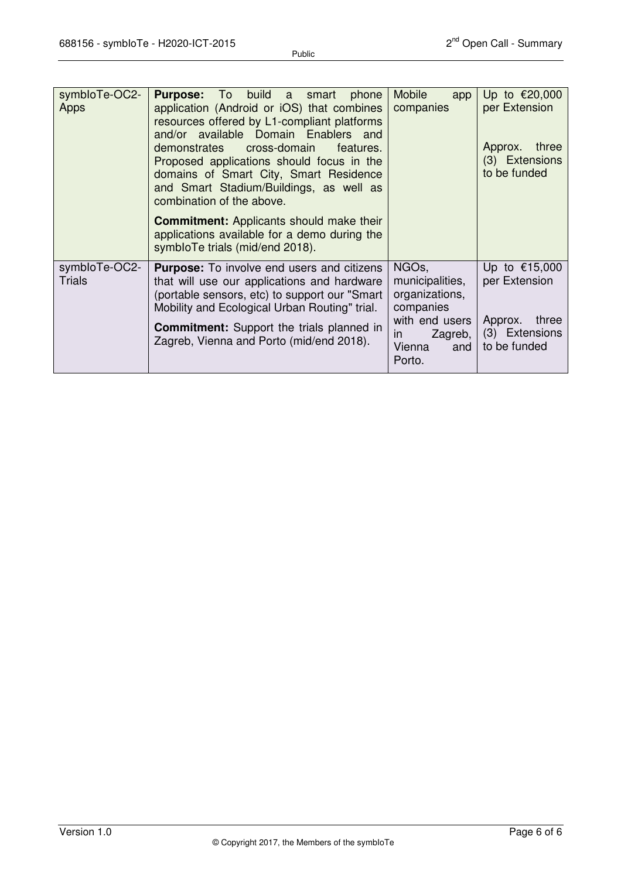| | | | |
|---|---|---|---|
| symbIoTe-OC2-Apps | **Purpose:** To build a smart phone application (Android or iOS) that combines resources offered by L1-compliant platforms and/or available Domain Enablers and demonstrates cross-domain features. Proposed applications should focus in the domains of Smart City, Smart Residence and Smart Stadium/Buildings, as well as combination of the above.<br><br>**Commitment:** Applicants should make their applications available for a demo during the symbIoTe trials (mid/end 2018). | Mobile app companies | Up to €20,000 per Extension<br><br>Approx. three (3) Extensions to be funded |
| symbIoTe-OC2-Trials | **Purpose:** To involve end users and citizens that will use our applications and hardware (portable sensors, etc) to support our "Smart Mobility and Ecological Urban Routing" trial.<br><br>**Commitment:** Support the trials planned in Zagreb, Vienna and Porto (mid/end 2018). | NGOs, municipalities, organizations, companies with end users in Zagreb, Vienna and Porto. | Up to €15,000 per Extension<br><br>Approx. three (3) Extensions to be funded |